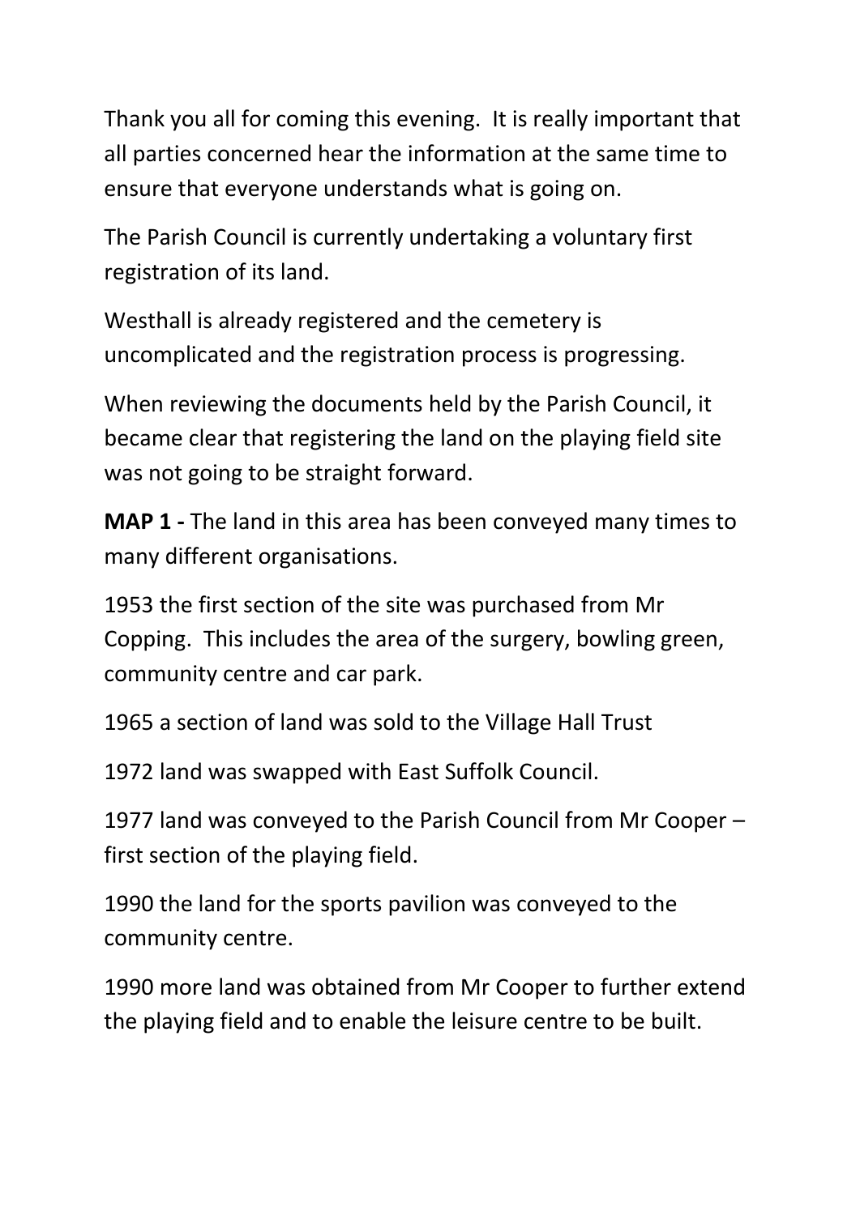Thank you all for coming this evening. It is really important that all parties concerned hear the information at the same time to ensure that everyone understands what is going on.

The Parish Council is currently undertaking a voluntary first registration of its land.

Westhall is already registered and the cemetery is uncomplicated and the registration process is progressing.

When reviewing the documents held by the Parish Council, it became clear that registering the land on the playing field site was not going to be straight forward.

**MAP 1 -** The land in this area has been conveyed many times to many different organisations.

1953 the first section of the site was purchased from Mr Copping. This includes the area of the surgery, bowling green, community centre and car park.

1965 a section of land was sold to the Village Hall Trust

1972 land was swapped with East Suffolk Council.

1977 land was conveyed to the Parish Council from Mr Cooper – first section of the playing field.

1990 the land for the sports pavilion was conveyed to the community centre.

1990 more land was obtained from Mr Cooper to further extend the playing field and to enable the leisure centre to be built.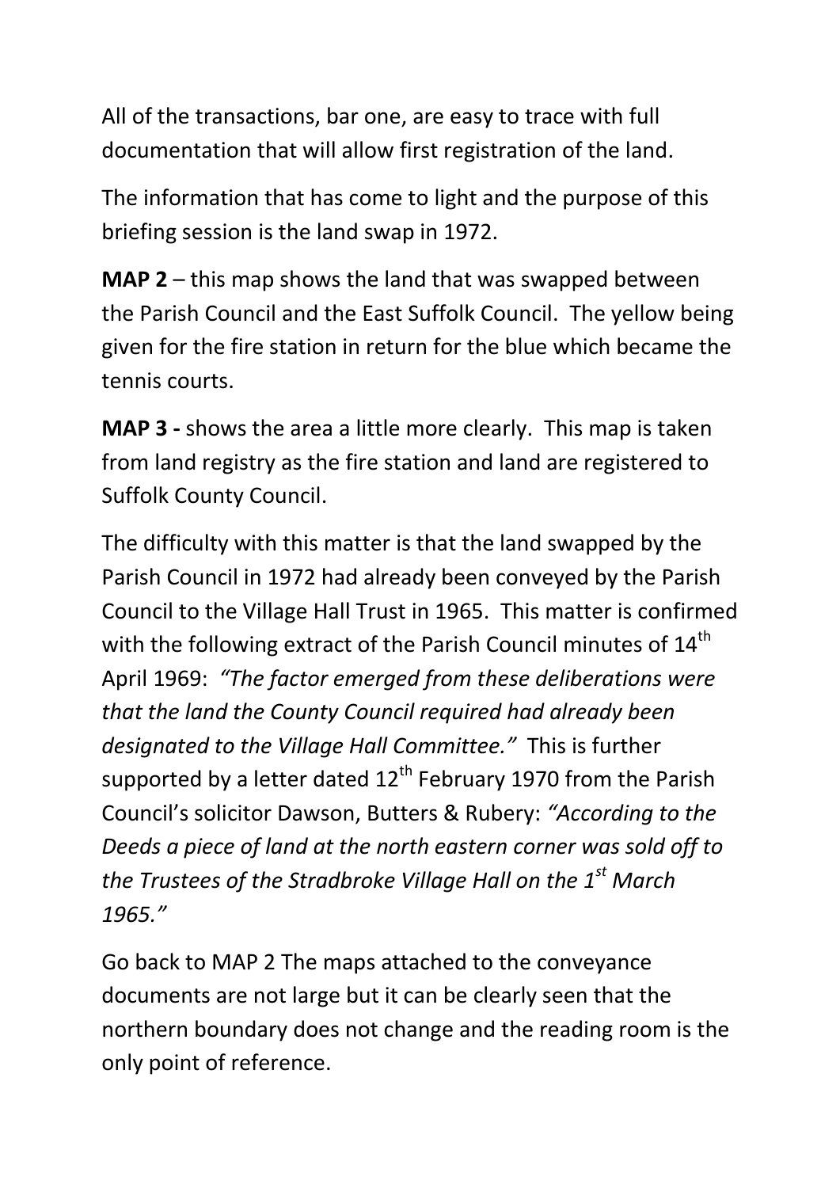All of the transactions, bar one, are easy to trace with full documentation that will allow first registration of the land.

The information that has come to light and the purpose of this briefing session is the land swap in 1972.

**MAP 2** – this map shows the land that was swapped between the Parish Council and the East Suffolk Council. The yellow being given for the fire station in return for the blue which became the tennis courts.

**MAP 3 -** shows the area a little more clearly. This map is taken from land registry as the fire station and land are registered to Suffolk County Council.

The difficulty with this matter is that the land swapped by the Parish Council in 1972 had already been conveyed by the Parish Council to the Village Hall Trust in 1965. This matter is confirmed with the following extract of the Parish Council minutes of 14th April 1969: *"The factor emerged from these deliberations were that the land the County Council required had already been designated to the Village Hall Committee."* This is further supported by a letter dated 12th February 1970 from the Parish Council's solicitor Dawson, Butters & Rubery: *"According to the Deeds a piece of land at the north eastern corner was sold off to the Trustees of the Stradbroke Village Hall on the 1st March 1965."*

Go back to MAP 2 The maps attached to the conveyance documents are not large but it can be clearly seen that the northern boundary does not change and the reading room is the only point of reference.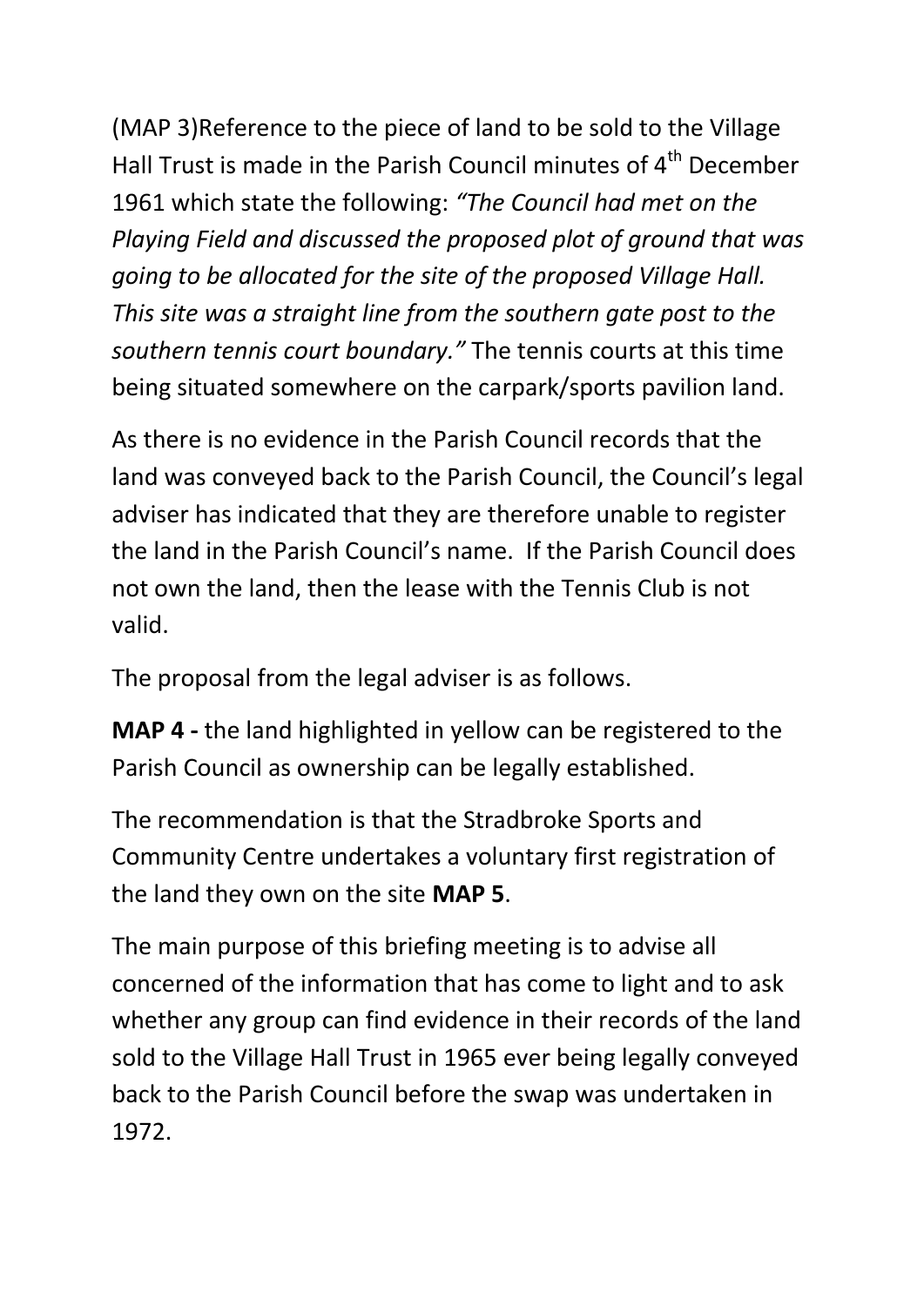(MAP 3)Reference to the piece of land to be sold to the Village Hall Trust is made in the Parish Council minutes of 4th December 1961 which state the following: *"The Council had met on the Playing Field and discussed the proposed plot of ground that was going to be allocated for the site of the proposed Village Hall. This site was a straight line from the southern gate post to the southern tennis court boundary."* The tennis courts at this time being situated somewhere on the carpark/sports pavilion land.

As there is no evidence in the Parish Council records that the land was conveyed back to the Parish Council, the Council's legal adviser has indicated that they are therefore unable to register the land in the Parish Council's name. If the Parish Council does not own the land, then the lease with the Tennis Club is not valid.

The proposal from the legal adviser is as follows.

**MAP 4 -** the land highlighted in yellow can be registered to the Parish Council as ownership can be legally established.

The recommendation is that the Stradbroke Sports and Community Centre undertakes a voluntary first registration of the land they own on the site **MAP 5**.

The main purpose of this briefing meeting is to advise all concerned of the information that has come to light and to ask whether any group can find evidence in their records of the land sold to the Village Hall Trust in 1965 ever being legally conveyed back to the Parish Council before the swap was undertaken in 1972.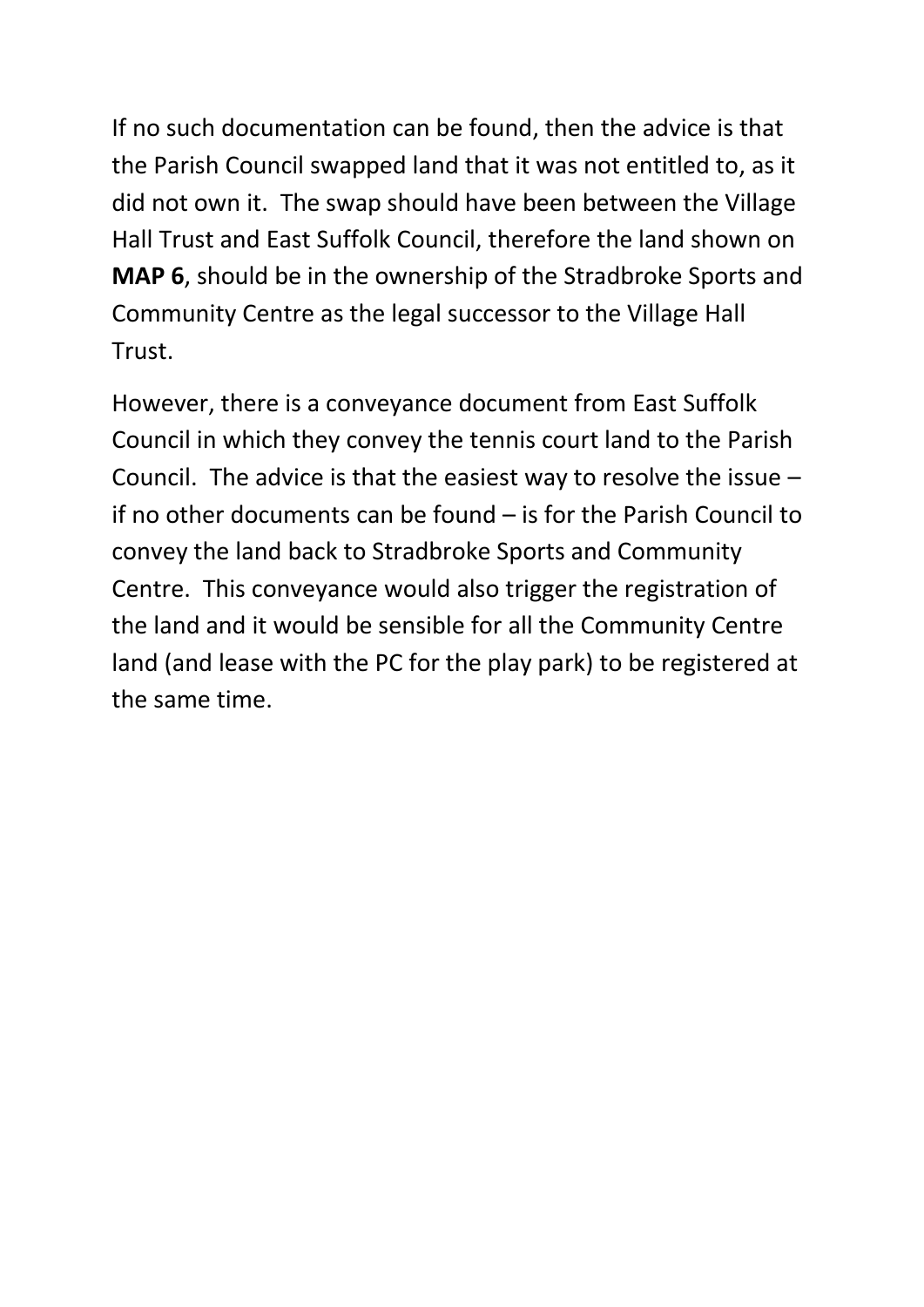If no such documentation can be found, then the advice is that the Parish Council swapped land that it was not entitled to, as it did not own it. The swap should have been between the Village Hall Trust and East Suffolk Council, therefore the land shown on **MAP 6**, should be in the ownership of the Stradbroke Sports and Community Centre as the legal successor to the Village Hall Trust.

However, there is a conveyance document from East Suffolk Council in which they convey the tennis court land to the Parish Council. The advice is that the easiest way to resolve the issue – if no other documents can be found – is for the Parish Council to convey the land back to Stradbroke Sports and Community Centre. This conveyance would also trigger the registration of the land and it would be sensible for all the Community Centre land (and lease with the PC for the play park) to be registered at the same time.